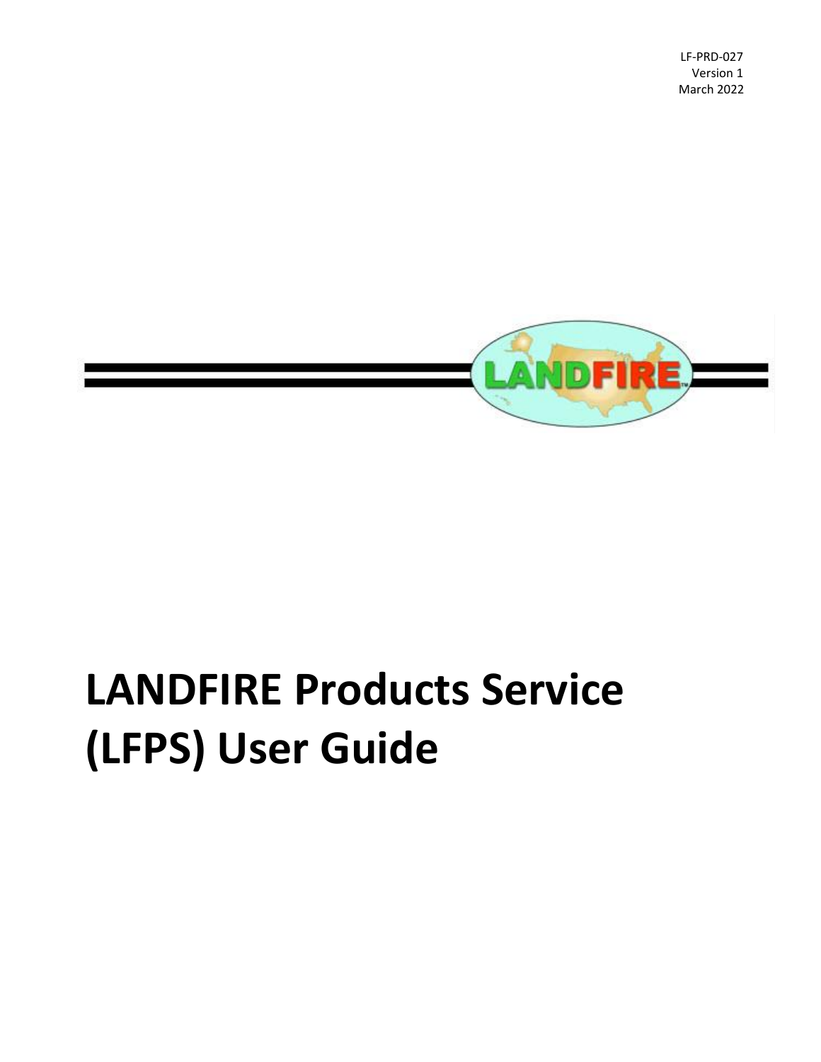LF-PRD-027
Version 1
March 2022

# LANDFIRE Products Service (LFPS) User Guide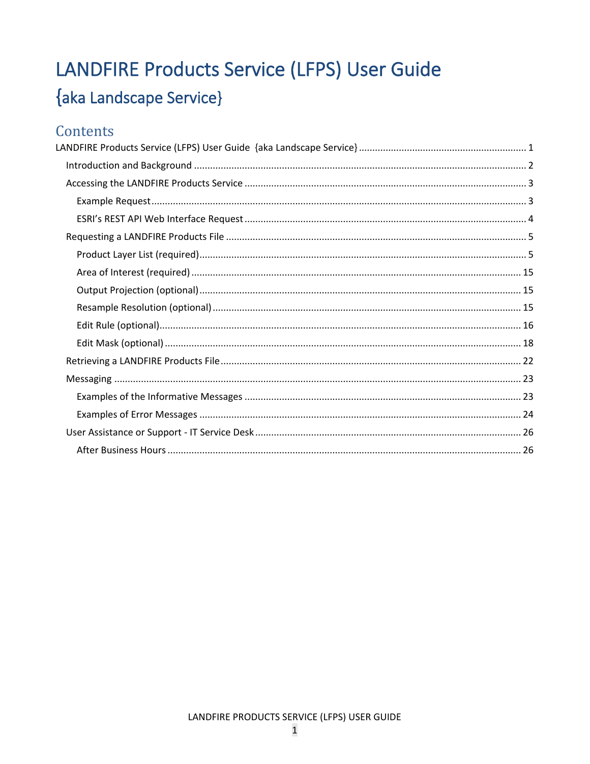# LANDFIRE Products Service (LFPS) User Guide

## {aka Landscape Service}

## Contents

LANDFIRE Products Service (LFPS) User Guide {aka Landscape Service} ............ 1

- Introduction and Background ............ 2
- Accessing the LANDFIRE Products Service ............ 3
  - Example Request ............ 3
  - ESRI's REST API Web Interface Request ............ 4
- Requesting a LANDFIRE Products File ............ 5
  - Product Layer List (required) ............ 5
  - Area of Interest (required) ............ 15
  - Output Projection (optional) ............ 15
  - Resample Resolution (optional) ............ 15
  - Edit Rule (optional) ............ 16
  - Edit Mask (optional) ............ 18
- Retrieving a LANDFIRE Products File ............ 22
- Messaging ............ 23
  - Examples of the Informative Messages ............ 23
  - Examples of Error Messages ............ 24
- User Assistance or Support - IT Service Desk ............ 26
  - After Business Hours ............ 26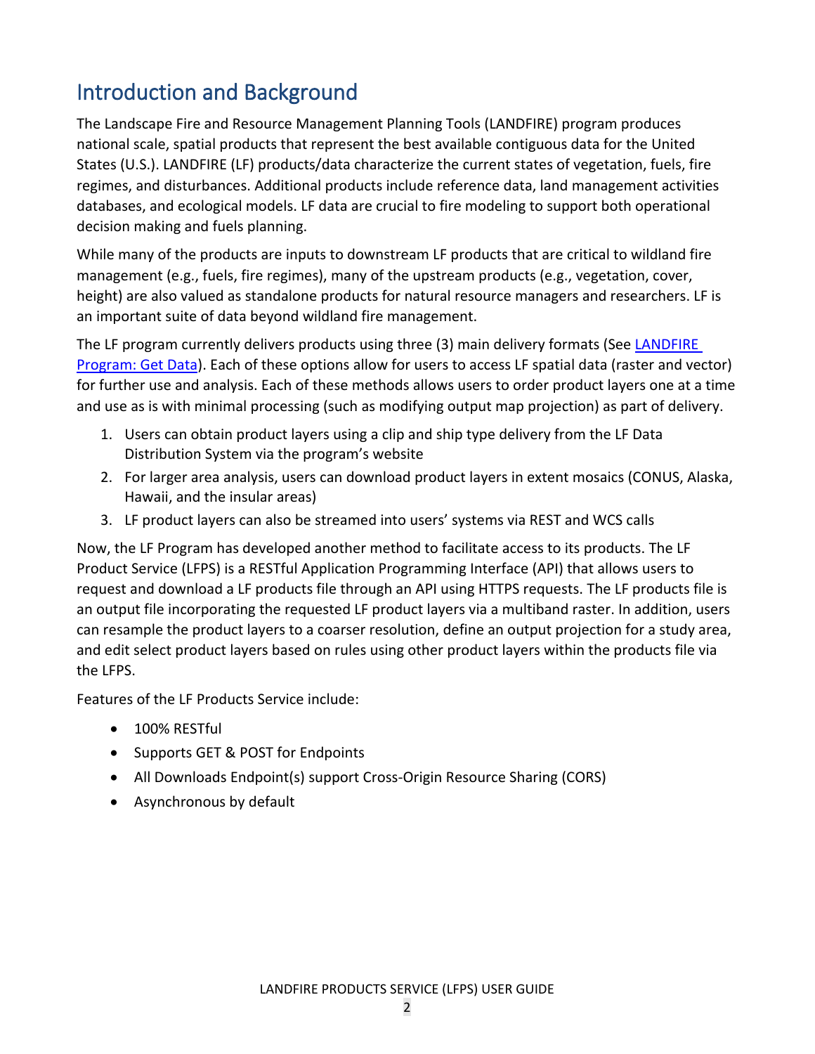# Introduction and Background

The Landscape Fire and Resource Management Planning Tools (LANDFIRE) program produces national scale, spatial products that represent the best available contiguous data for the United States (U.S.). LANDFIRE (LF) products/data characterize the current states of vegetation, fuels, fire regimes, and disturbances. Additional products include reference data, land management activities databases, and ecological models. LF data are crucial to fire modeling to support both operational decision making and fuels planning.

While many of the products are inputs to downstream LF products that are critical to wildland fire management (e.g., fuels, fire regimes), many of the upstream products (e.g., vegetation, cover, height) are also valued as standalone products for natural resource managers and researchers. LF is an important suite of data beyond wildland fire management.

The LF program currently delivers products using three (3) main delivery formats (See [LANDFIRE Program: Get Data](LANDFIRE Program: Get Data)). Each of these options allow for users to access LF spatial data (raster and vector) for further use and analysis. Each of these methods allows users to order product layers one at a time and use as is with minimal processing (such as modifying output map projection) as part of delivery.

1. Users can obtain product layers using a clip and ship type delivery from the LF Data Distribution System via the program's website
2. For larger area analysis, users can download product layers in extent mosaics (CONUS, Alaska, Hawaii, and the insular areas)
3. LF product layers can also be streamed into users' systems via REST and WCS calls

Now, the LF Program has developed another method to facilitate access to its products. The LF Product Service (LFPS) is a RESTful Application Programming Interface (API) that allows users to request and download a LF products file through an API using HTTPS requests. The LF products file is an output file incorporating the requested LF product layers via a multiband raster. In addition, users can resample the product layers to a coarser resolution, define an output projection for a study area, and edit select product layers based on rules using other product layers within the products file via the LFPS.

Features of the LF Products Service include:

- 100% RESTful
- Supports GET & POST for Endpoints
- All Downloads Endpoint(s) support Cross-Origin Resource Sharing (CORS)
- Asynchronous by default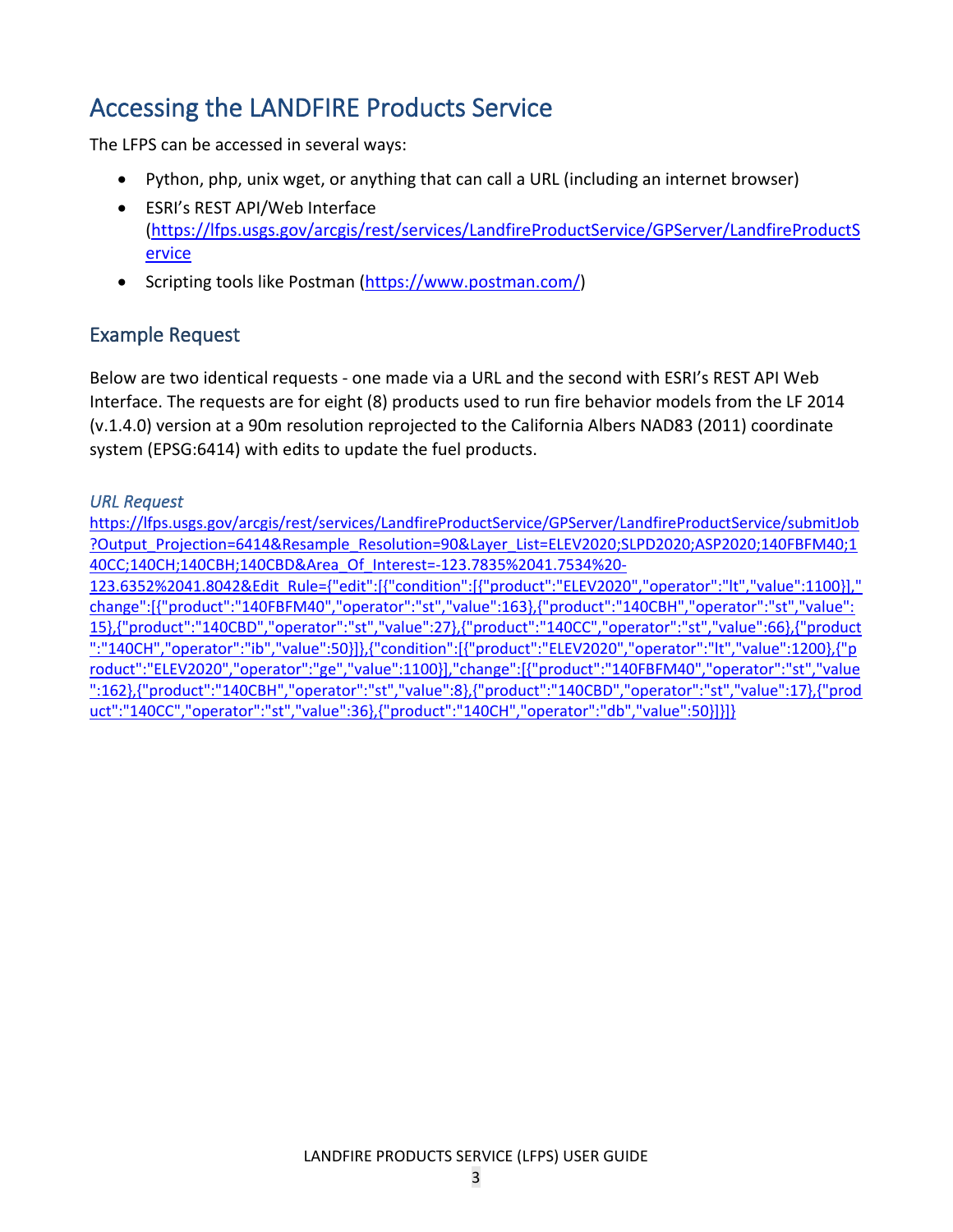# Accessing the LANDFIRE Products Service

The LFPS can be accessed in several ways:

- Python, php, unix wget, or anything that can call a URL (including an internet browser)
- ESRI's REST API/Web Interface (https://lfps.usgs.gov/arcgis/rest/services/LandfireProductService/GPServer/LandfireProductService)
- Scripting tools like Postman (https://www.postman.com/)

## Example Request

Below are two identical requests - one made via a URL and the second with ESRI's REST API Web Interface. The requests are for eight (8) products used to run fire behavior models from the LF 2014 (v.1.4.0) version at a 90m resolution reprojected to the California Albers NAD83 (2011) coordinate system (EPSG:6414) with edits to update the fuel products.

### *URL Request*

https://lfps.usgs.gov/arcgis/rest/services/LandfireProductService/GPServer/LandfireProductService/submitJob?Output_Projection=6414&Resample_Resolution=90&Layer_List=ELEV2020;SLPD2020;ASP2020;140FBFM40;140CC;140CH;140CBH;140CBD&Area_Of_Interest=-123.7835%2041.7534%20-123.6352%2041.8042&Edit_Rule={"edit":[{"condition":[{"product":"ELEV2020","operator":"lt","value":1100}],"change":[{"product":"140FBFM40","operator":"st","value":163},{"product":"140CBH","operator":"st","value":15},{"product":"140CBD","operator":"st","value":27},{"product":"140CC","operator":"st","value":66},{"product":"140CH","operator":"ib","value":50}]},{"condition":[{"product":"ELEV2020","operator":"lt","value":1200},{"product":"ELEV2020","operator":"ge","value":1100}],"change":[{"product":"140FBFM40","operator":"st","value":162},{"product":"140CBH","operator":"st","value":8},{"product":"140CBD","operator":"st","value":17},{"product":"140CC","operator":"st","value":36},{"product":"140CH","operator":"db","value":50}]}]}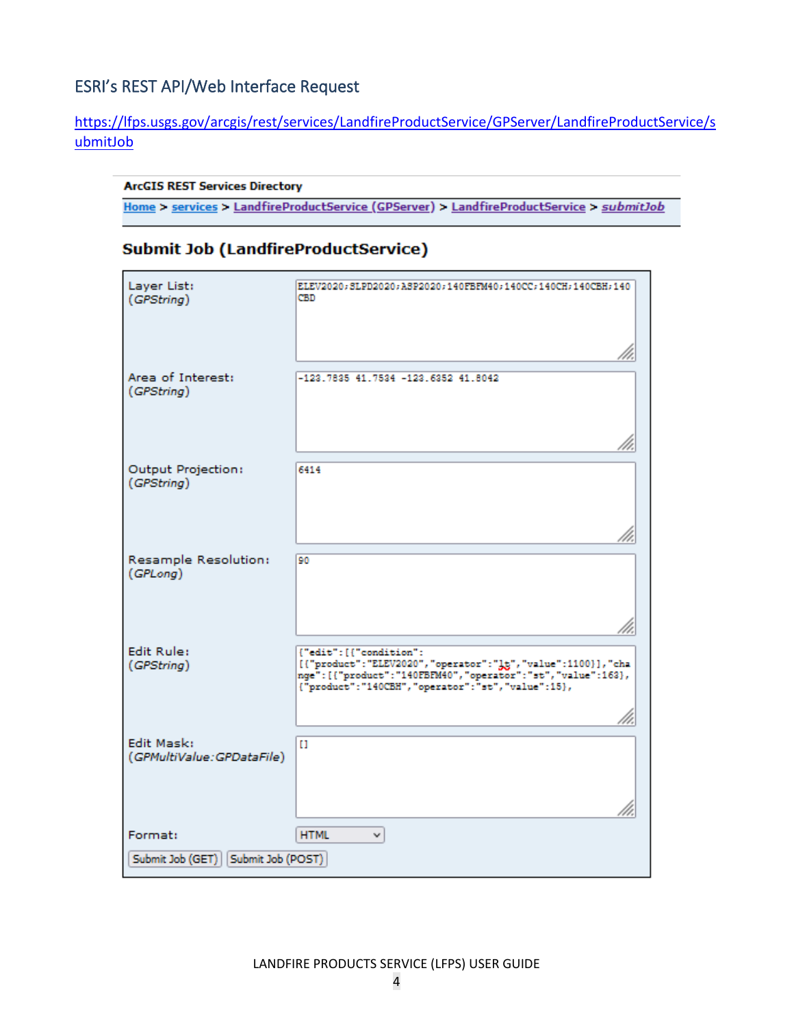## ESRI's REST API/Web Interface Request

[https://lfps.usgs.gov/arcgis/rest/services/LandfireProductService/GPServer/LandfireProductService/submitJob](https://lfps.usgs.gov/arcgis/rest/services/LandfireProductService/GPServer/LandfireProductService/submitJob)

**ArcGIS REST Services Directory**

Home > services > LandfireProductService (GPServer) > LandfireProductService > *submitJob*

### Submit Job (LandfireProductService)

| Parameter | Value |
|---|---|
| Layer List: (*GPString*) | ELEV2020;SLPD2020;ASP2020;140FBFM40;140CC;140CH;140CBH;140CBD |
| Area of Interest: (*GPString*) | -123.7835 41.7534 -123.6352 41.8042 |
| Output Projection: (*GPString*) | 6414 |
| Resample Resolution: (*GPLong*) | 90 |
| Edit Rule: (*GPString*) | {"edit":[{"condition":[{"product":"ELEV2020","operator":"lt","value":1100}],"change":[{"product":"140FBFM40","operator":"st","value":163},{"product":"140CBH","operator":"st","value":15}, |
| Edit Mask: (*GPMultiValue:GPDataFile*) | [] |
| Format: | HTML |

Submit Job (GET) Submit Job (POST)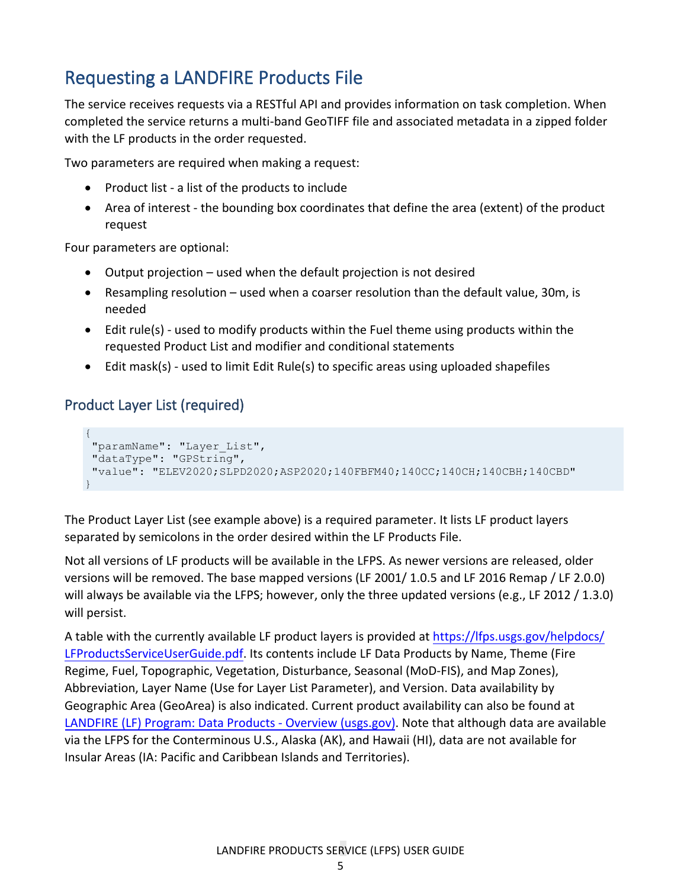# Requesting a LANDFIRE Products File

The service receives requests via a RESTful API and provides information on task completion. When completed the service returns a multi-band GeoTIFF file and associated metadata in a zipped folder with the LF products in the order requested.

Two parameters are required when making a request:

- Product list - a list of the products to include
- Area of interest - the bounding box coordinates that define the area (extent) of the product request

Four parameters are optional:

- Output projection – used when the default projection is not desired
- Resampling resolution – used when a coarser resolution than the default value, 30m, is needed
- Edit rule(s) - used to modify products within the Fuel theme using products within the requested Product List and modifier and conditional statements
- Edit mask(s) - used to limit Edit Rule(s) to specific areas using uploaded shapefiles

## Product Layer List (required)

```
{
 "paramName": "Layer_List",
 "dataType": "GPString",
 "value": "ELEV2020;SLPD2020;ASP2020;140FBFM40;140CC;140CH;140CBH;140CBD"
}
```

The Product Layer List (see example above) is a required parameter. It lists LF product layers separated by semicolons in the order desired within the LF Products File.

Not all versions of LF products will be available in the LFPS. As newer versions are released, older versions will be removed. The base mapped versions (LF 2001/ 1.0.5 and LF 2016 Remap / LF 2.0.0) will always be available via the LFPS; however, only the three updated versions (e.g., LF 2012 / 1.3.0) will persist.

A table with the currently available LF product layers is provided at [https://lfps.usgs.gov/helpdocs/LFProductsServiceUserGuide.pdf](https://lfps.usgs.gov/helpdocs/LFProductsServiceUserGuide.pdf). Its contents include LF Data Products by Name, Theme (Fire Regime, Fuel, Topographic, Vegetation, Disturbance, Seasonal (MoD-FIS), and Map Zones), Abbreviation, Layer Name (Use for Layer List Parameter), and Version. Data availability by Geographic Area (GeoArea) is also indicated. Current product availability can also be found at LANDFIRE (LF) Program: Data Products - Overview (usgs.gov). Note that although data are available via the LFPS for the Conterminous U.S., Alaska (AK), and Hawaii (HI), data are not available for Insular Areas (IA: Pacific and Caribbean Islands and Territories).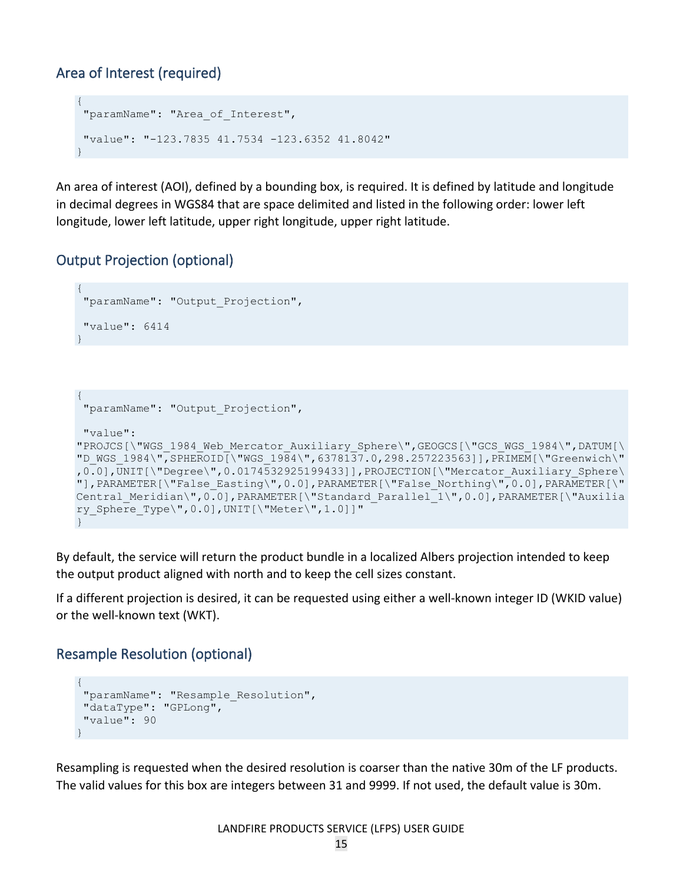## Area of Interest (required)

```
{
 "paramName": "Area_of_Interest",

 "value": "-123.7835 41.7534 -123.6352 41.8042"
}
```

An area of interest (AOI), defined by a bounding box, is required. It is defined by latitude and longitude in decimal degrees in WGS84 that are space delimited and listed in the following order: lower left longitude, lower left latitude, upper right longitude, upper right latitude.

## Output Projection (optional)

```
{
 "paramName": "Output_Projection",

 "value": 6414
}
```

```
{
 "paramName": "Output_Projection",

 "value":
"PROJCS[\"WGS_1984_Web_Mercator_Auxiliary_Sphere\",GEOGCS[\"GCS_WGS_1984\",DATUM[\
"D_WGS_1984\",SPHEROID[\"WGS_1984\",6378137.0,298.257223563]],PRIMEM[\"Greenwich\"
,0.0],UNIT[\"Degree\",0.0174532925199433]],PROJECTION[\"Mercator_Auxiliary_Sphere\
"],PARAMETER[\"False_Easting\",0.0],PARAMETER[\"False_Northing\",0.0],PARAMETER[\"
Central_Meridian\",0.0],PARAMETER[\"Standard_Parallel_1\",0.0],PARAMETER[\"Auxilia
ry_Sphere_Type\",0.0],UNIT[\"Meter\",1.0]]"
}
```

By default, the service will return the product bundle in a localized Albers projection intended to keep the output product aligned with north and to keep the cell sizes constant.

If a different projection is desired, it can be requested using either a well-known integer ID (WKID value) or the well-known text (WKT).

## Resample Resolution (optional)

```
{
 "paramName": "Resample_Resolution",
 "dataType": "GPLong",
 "value": 90
}
```

Resampling is requested when the desired resolution is coarser than the native 30m of the LF products. The valid values for this box are integers between 31 and 9999. If not used, the default value is 30m.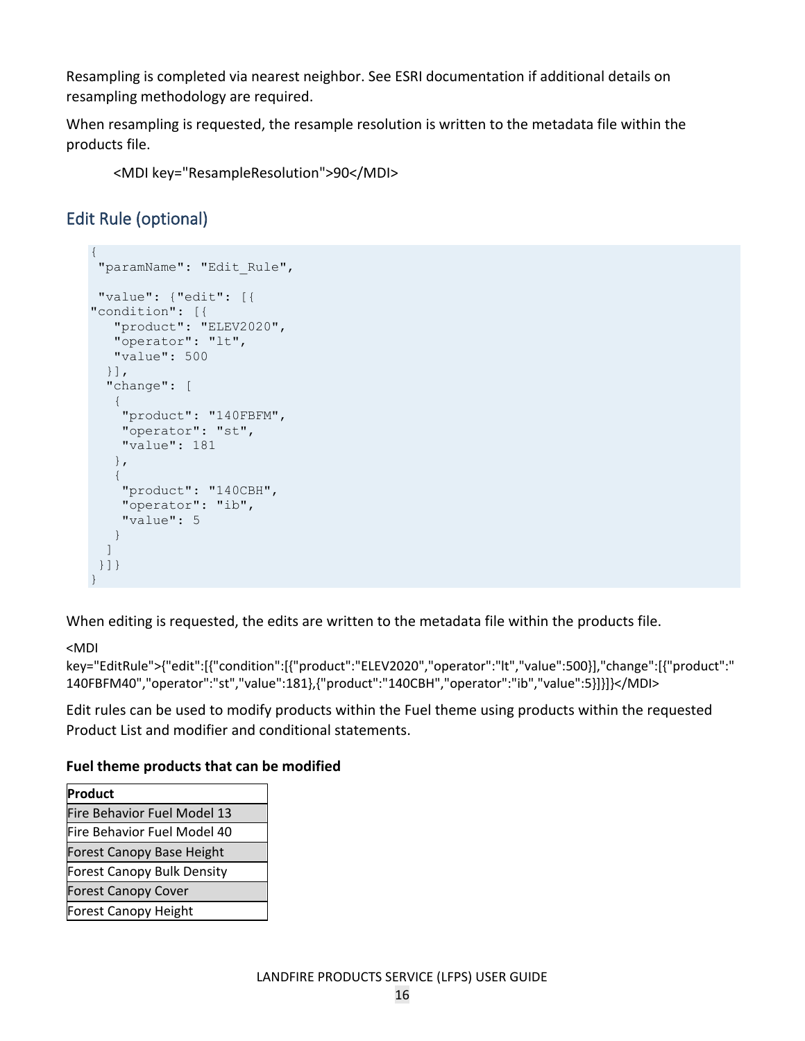Resampling is completed via nearest neighbor. See ESRI documentation if additional details on resampling methodology are required.

When resampling is requested, the resample resolution is written to the metadata file within the products file.

<MDI key="ResampleResolution">90</MDI>

## Edit Rule (optional)

```
{
 "paramName": "Edit_Rule",

 "value": {"edit": [{
"condition": [{
   "product": "ELEV2020",
   "operator": "lt",
   "value": 500
  }],
  "change": [
   {
    "product": "140FBFM",
    "operator": "st",
    "value": 181
   },
   {
    "product": "140CBH",
    "operator": "ib",
    "value": 5
   }
  ]
 }]}
}
```

When editing is requested, the edits are written to the metadata file within the products file.

<MDI key="EditRule">{"edit":[{"condition":[{"product":"ELEV2020","operator":"lt","value":500}],"change":[{"product":"140FBFM40","operator":"st","value":181},{"product":"140CBH","operator":"ib","value":5}]}]}</MDI>

Edit rules can be used to modify products within the Fuel theme using products within the requested Product List and modifier and conditional statements.

**Fuel theme products that can be modified**

| Product |
|---|
| Fire Behavior Fuel Model 13 |
| Fire Behavior Fuel Model 40 |
| Forest Canopy Base Height |
| Forest Canopy Bulk Density |
| Forest Canopy Cover |
| Forest Canopy Height |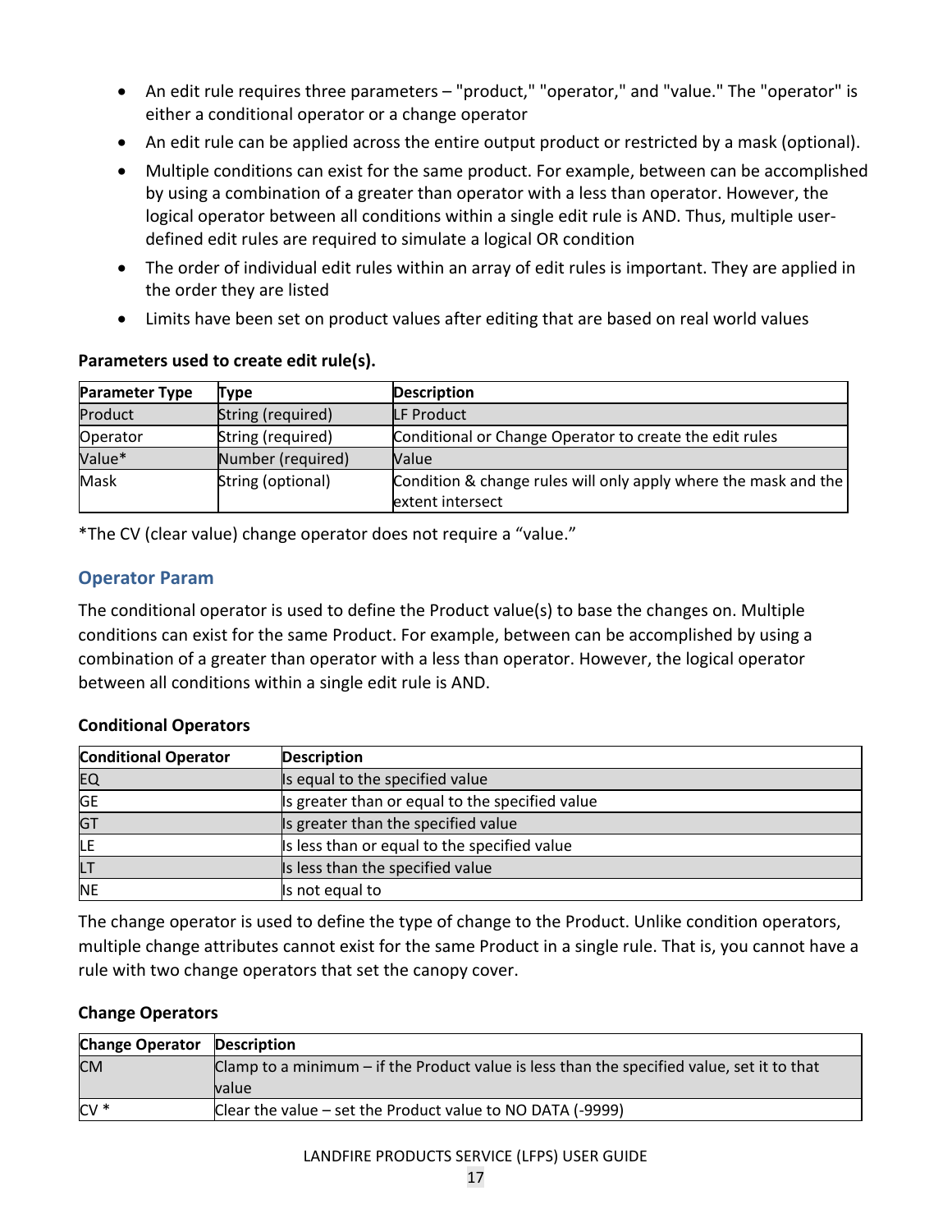- An edit rule requires three parameters – "product," "operator," and "value." The "operator" is either a conditional operator or a change operator
- An edit rule can be applied across the entire output product or restricted by a mask (optional).
- Multiple conditions can exist for the same product. For example, between can be accomplished by using a combination of a greater than operator with a less than operator. However, the logical operator between all conditions within a single edit rule is AND. Thus, multiple user-defined edit rules are required to simulate a logical OR condition
- The order of individual edit rules within an array of edit rules is important. They are applied in the order they are listed
- Limits have been set on product values after editing that are based on real world values

**Parameters used to create edit rule(s).**

| Parameter Type | Type | Description |
|---|---|---|
| Product | String (required) | LF Product |
| Operator | String (required) | Conditional or Change Operator to create the edit rules |
| Value* | Number (required) | Value |
| Mask | String (optional) | Condition & change rules will only apply where the mask and the extent intersect |

*The CV (clear value) change operator does not require a “value.”

### Operator Param

The conditional operator is used to define the Product value(s) to base the changes on. Multiple conditions can exist for the same Product. For example, between can be accomplished by using a combination of a greater than operator with a less than operator. However, the logical operator between all conditions within a single edit rule is AND.

**Conditional Operators**

| Conditional Operator | Description |
|---|---|
| EQ | Is equal to the specified value |
| GE | Is greater than or equal to the specified value |
| GT | Is greater than the specified value |
| LE | Is less than or equal to the specified value |
| LT | Is less than the specified value |
| NE | Is not equal to |

The change operator is used to define the type of change to the Product. Unlike condition operators, multiple change attributes cannot exist for the same Product in a single rule. That is, you cannot have a rule with two change operators that set the canopy cover.

**Change Operators**

| Change Operator | Description |
|---|---|
| CM | Clamp to a minimum – if the Product value is less than the specified value, set it to that value |
| CV * | Clear the value – set the Product value to NO DATA (-9999) |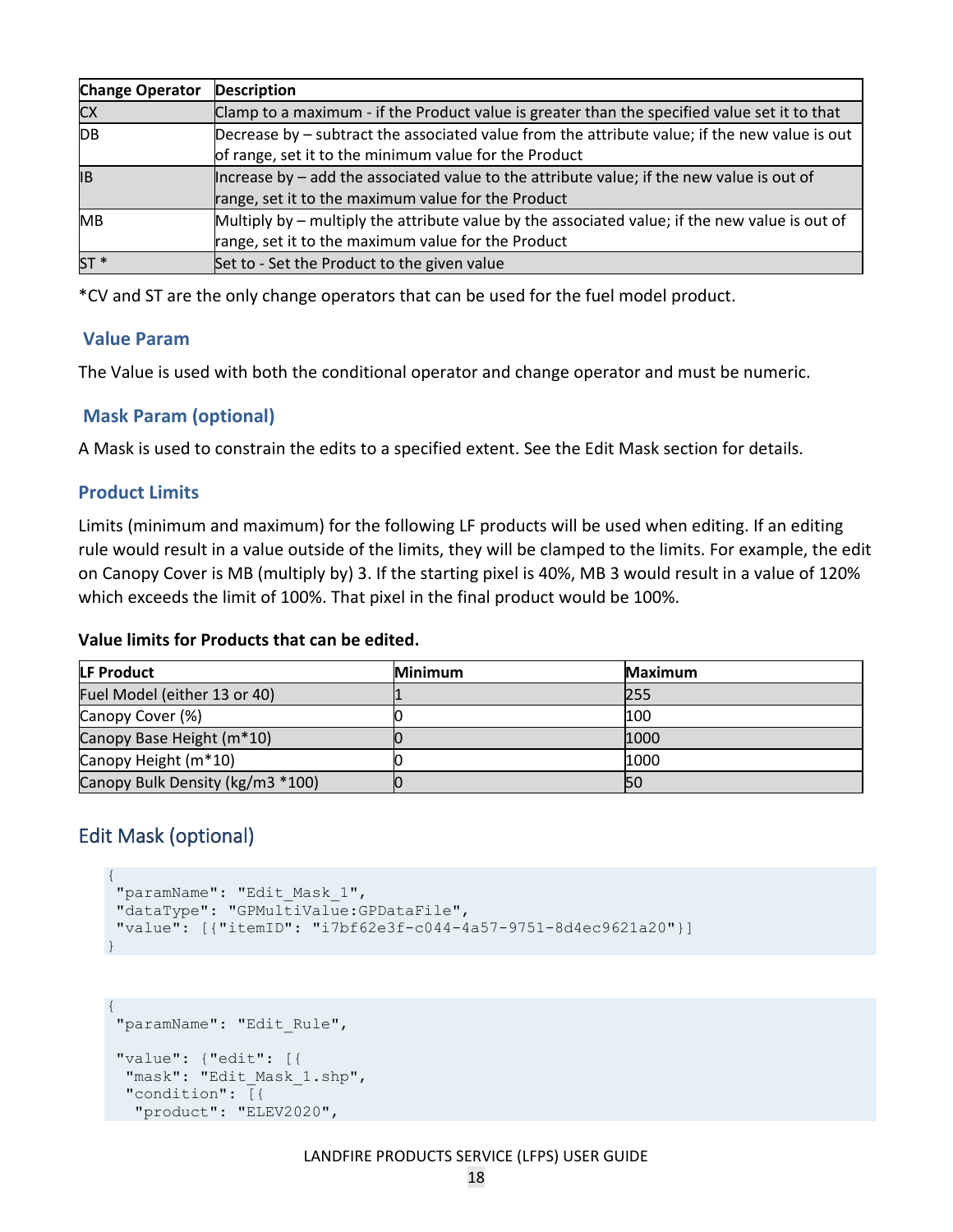| Change Operator | Description |
| --- | --- |
| CX | Clamp to a maximum - if the Product value is greater than the specified value set it to that |
| DB | Decrease by – subtract the associated value from the attribute value; if the new value is out of range, set it to the minimum value for the Product |
| IB | Increase by – add the associated value to the attribute value; if the new value is out of range, set it to the maximum value for the Product |
| MB | Multiply by – multiply the attribute value by the associated value; if the new value is out of range, set it to the maximum value for the Product |
| ST * | Set to - Set the Product to the given value |

*CV and ST are the only change operators that can be used for the fuel model product.

### Value Param

The Value is used with both the conditional operator and change operator and must be numeric.

### Mask Param (optional)

A Mask is used to constrain the edits to a specified extent. See the Edit Mask section for details.

### Product Limits

Limits (minimum and maximum) for the following LF products will be used when editing. If an editing rule would result in a value outside of the limits, they will be clamped to the limits. For example, the edit on Canopy Cover is MB (multiply by) 3. If the starting pixel is 40%, MB 3 would result in a value of 120% which exceeds the limit of 100%. That pixel in the final product would be 100%.

**Value limits for Products that can be edited.**

| LF Product | Minimum | Maximum |
| --- | --- | --- |
| Fuel Model (either 13 or 40) | 1 | 255 |
| Canopy Cover (%) | 0 | 100 |
| Canopy Base Height (m*10) | 0 | 1000 |
| Canopy Height (m*10) | 0 | 1000 |
| Canopy Bulk Density (kg/m3 *100) | 0 | 50 |

## Edit Mask (optional)

```
{
 "paramName": "Edit_Mask_1",
 "dataType": "GPMultiValue:GPDataFile",
 "value": [{"itemID": "i7bf62e3f-c044-4a57-9751-8d4ec9621a20"}]
}
```

```
{
 "paramName": "Edit_Rule",

 "value": {"edit": [{
  "mask": "Edit_Mask_1.shp",
  "condition": [{
   "product": "ELEV2020",
```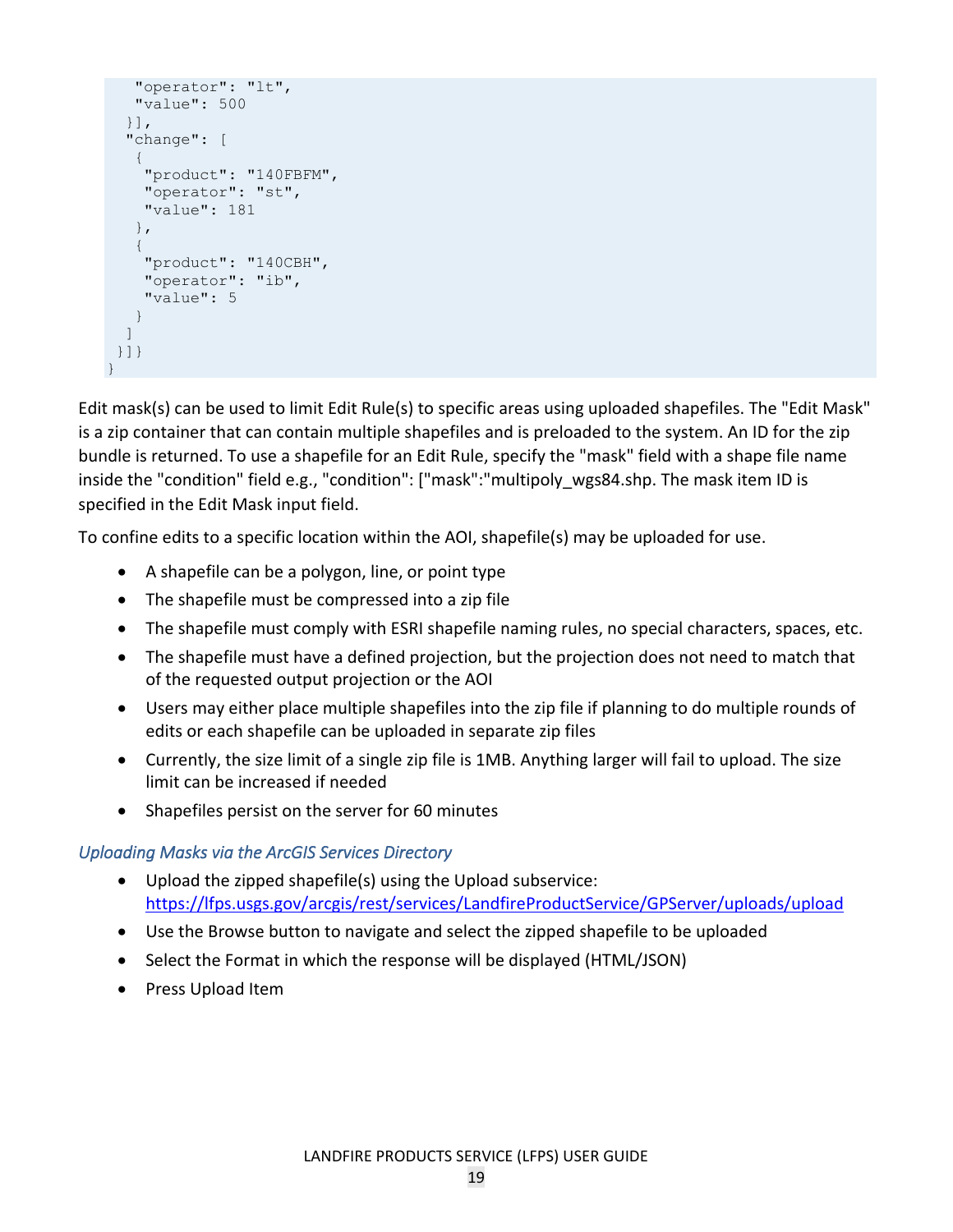```
    "operator": "lt",
    "value": 500
   }],
   "change": [
    {
     "product": "140FBFM",
     "operator": "st",
     "value": 181
    },
    {
     "product": "140CBH",
     "operator": "ib",
     "value": 5
    }
   ]
  }]}
}
```

Edit mask(s) can be used to limit Edit Rule(s) to specific areas using uploaded shapefiles. The "Edit Mask" is a zip container that can contain multiple shapefiles and is preloaded to the system. An ID for the zip bundle is returned. To use a shapefile for an Edit Rule, specify the "mask" field with a shape file name inside the "condition" field e.g., "condition": ["mask":"multipoly_wgs84.shp. The mask item ID is specified in the Edit Mask input field.

To confine edits to a specific location within the AOI, shapefile(s) may be uploaded for use.

- A shapefile can be a polygon, line, or point type
- The shapefile must be compressed into a zip file
- The shapefile must comply with ESRI shapefile naming rules, no special characters, spaces, etc.
- The shapefile must have a defined projection, but the projection does not need to match that of the requested output projection or the AOI
- Users may either place multiple shapefiles into the zip file if planning to do multiple rounds of edits or each shapefile can be uploaded in separate zip files
- Currently, the size limit of a single zip file is 1MB. Anything larger will fail to upload. The size limit can be increased if needed
- Shapefiles persist on the server for 60 minutes

### *Uploading Masks via the ArcGIS Services Directory*

- Upload the zipped shapefile(s) using the Upload subservice: https://lfps.usgs.gov/arcgis/rest/services/LandfireProductService/GPServer/uploads/upload
- Use the Browse button to navigate and select the zipped shapefile to be uploaded
- Select the Format in which the response will be displayed (HTML/JSON)
- Press Upload Item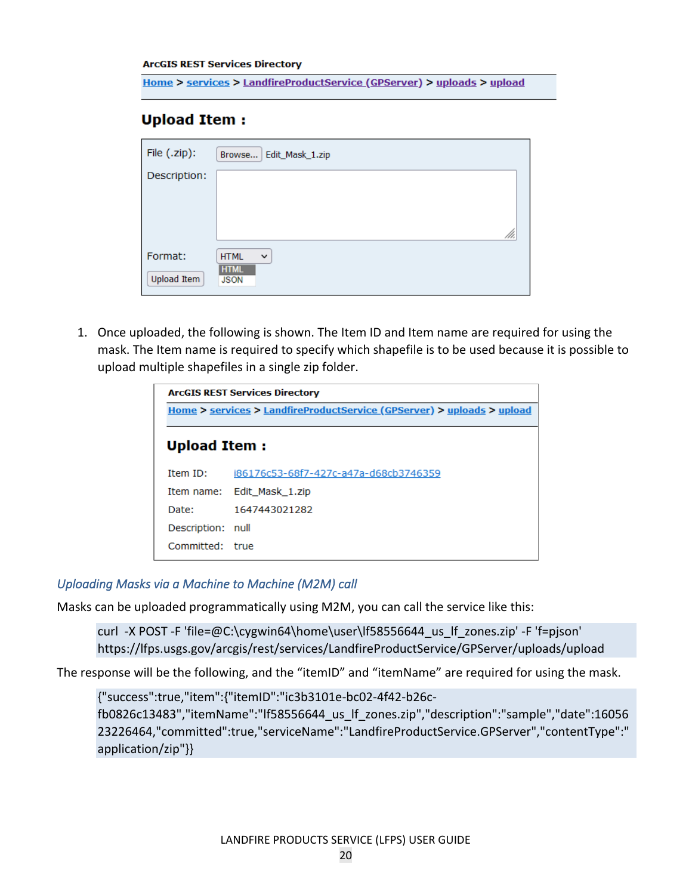**ArcGIS REST Services Directory**

Home > services > LandfireProductService (GPServer) > uploads > upload

## Upload Item :

| | |
|---|---|
| File (.zip): | Browse... Edit_Mask_1.zip |
| Description: | |
| Format: | HTML (HTML / JSON) |
| Upload Item | |

1. Once uploaded, the following is shown. The Item ID and Item name are required for using the mask. The Item name is required to specify which shapefile is to be used because it is possible to upload multiple shapefiles in a single zip folder.

**ArcGIS REST Services Directory**

Home > services > LandfireProductService (GPServer) > uploads > upload

## Upload Item :

| | |
|---|---|
| Item ID: | i86176c53-68f7-427c-a47a-d68cb3746359 |
| Item name: | Edit_Mask_1.zip |
| Date: | 1647443021282 |
| Description: | null |
| Committed: | true |

### *Uploading Masks via a Machine to Machine (M2M) call*

Masks can be uploaded programmatically using M2M, you can call the service like this:

```
curl -X POST -F 'file=@C:\cygwin64\home\user\lf58556644_us_lf_zones.zip' -F 'f=pjson' https://lfps.usgs.gov/arcgis/rest/services/LandfireProductService/GPServer/uploads/upload
```

The response will be the following, and the "itemID" and "itemName" are required for using the mask.

```
{"success":true,"item":{"itemID":"ic3b3101e-bc02-4f42-b26c-fb0826c13483","itemName":"lf58556644_us_lf_zones.zip","description":"sample","date":1605623226464,"committed":true,"serviceName":"LandfireProductService.GPServer","contentType":"application/zip"}}
```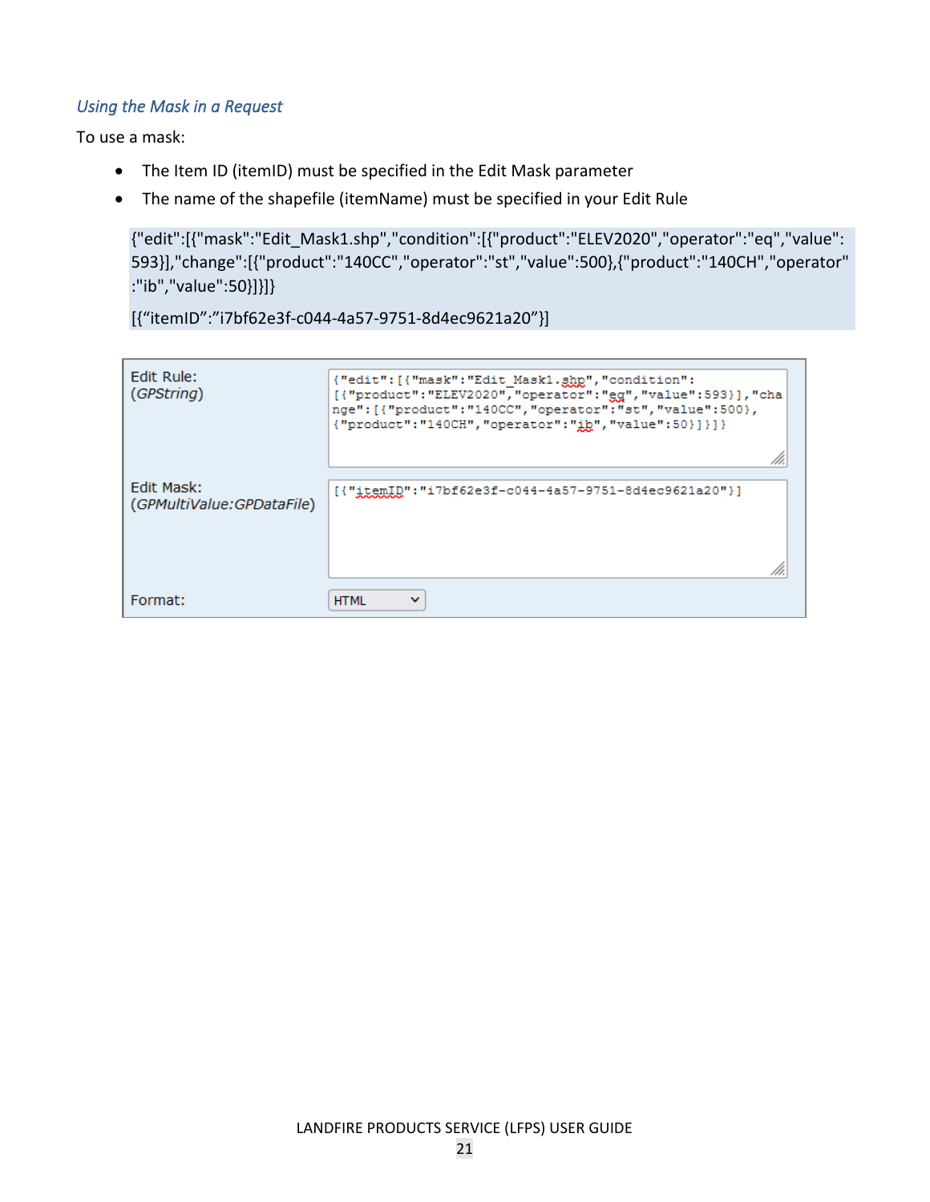### *Using the Mask in a Request*

To use a mask:

- The Item ID (itemID) must be specified in the Edit Mask parameter
- The name of the shapefile (itemName) must be specified in your Edit Rule

```
{"edit":[{"mask":"Edit_Mask1.shp","condition":[{"product":"ELEV2020","operator":"eq","value":593}],"change":[{"product":"140CC","operator":"st","value":500},{"product":"140CH","operator":"ib","value":50}]}]}

[{“itemID”:”i7bf62e3f-c044-4a57-9751-8d4ec9621a20”}]
```

| | |
|---|---|
| Edit Rule: (*GPString*) | {"edit":[{"mask":"Edit_Mask1.shp","condition":[{"product":"ELEV2020","operator":"eq","value":593}],"change":[{"product":"140CC","operator":"st","value":500},{"product":"140CH","operator":"ib","value":50}]}]} |
| Edit Mask: (*GPMultiValue:GPDataFile*) | [{"itemID":"i7bf62e3f-c044-4a57-9751-8d4ec9621a20"}] |
| Format: | HTML |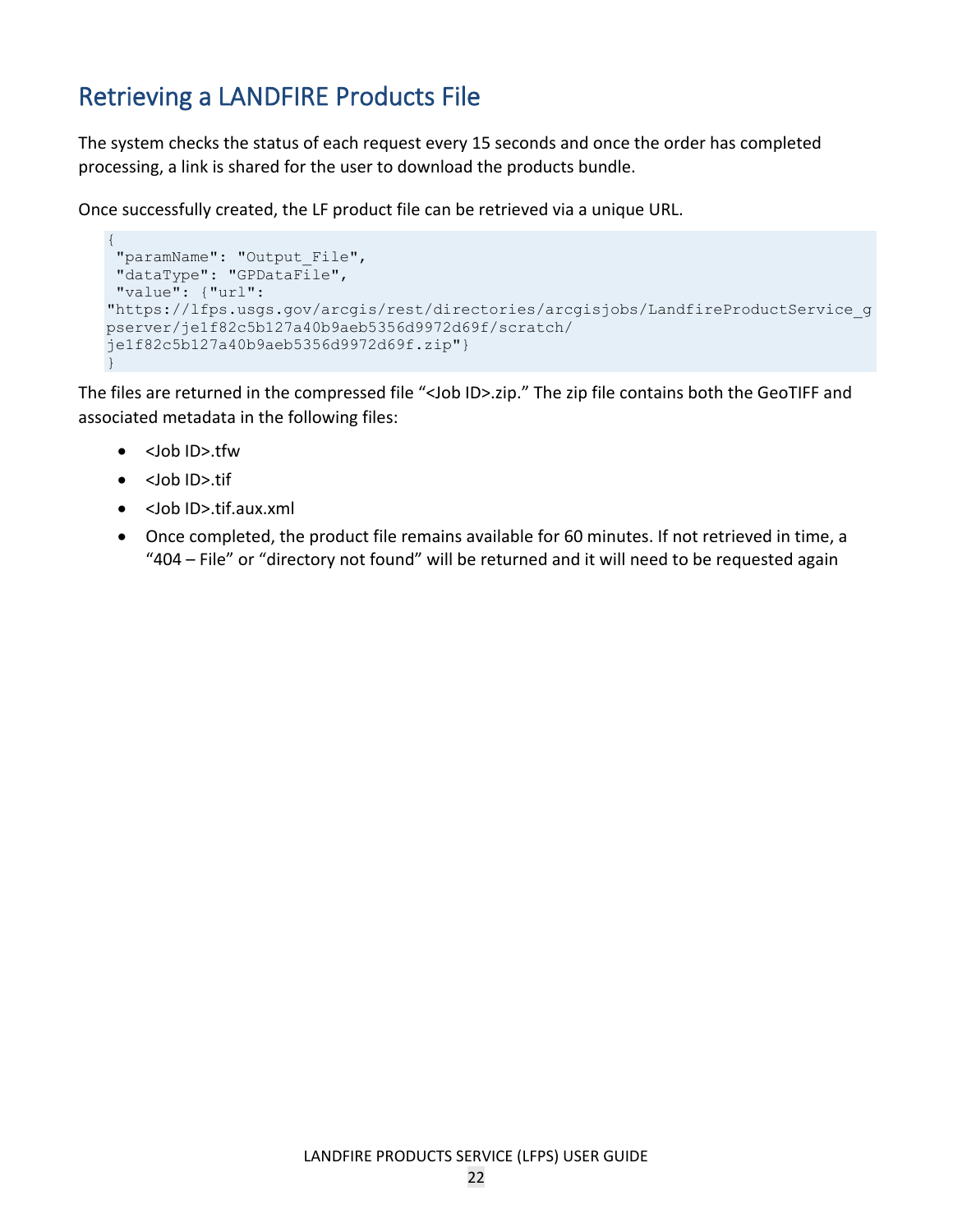## Retrieving a LANDFIRE Products File

The system checks the status of each request every 15 seconds and once the order has completed processing, a link is shared for the user to download the products bundle.

Once successfully created, the LF product file can be retrieved via a unique URL.

```
{
 "paramName": "Output_File",
 "dataType": "GPDataFile",
 "value": {"url":
"https://lfps.usgs.gov/arcgis/rest/directories/arcgisjobs/LandfireProductService_g
pserver/je1f82c5b127a40b9aeb5356d9972d69f/scratch/
je1f82c5b127a40b9aeb5356d9972d69f.zip"}
}
```

The files are returned in the compressed file “<Job ID>.zip.” The zip file contains both the GeoTIFF and associated metadata in the following files:

- <Job ID>.tfw
- <Job ID>.tif
- <Job ID>.tif.aux.xml
- Once completed, the product file remains available for 60 minutes. If not retrieved in time, a “404 – File” or “directory not found” will be returned and it will need to be requested again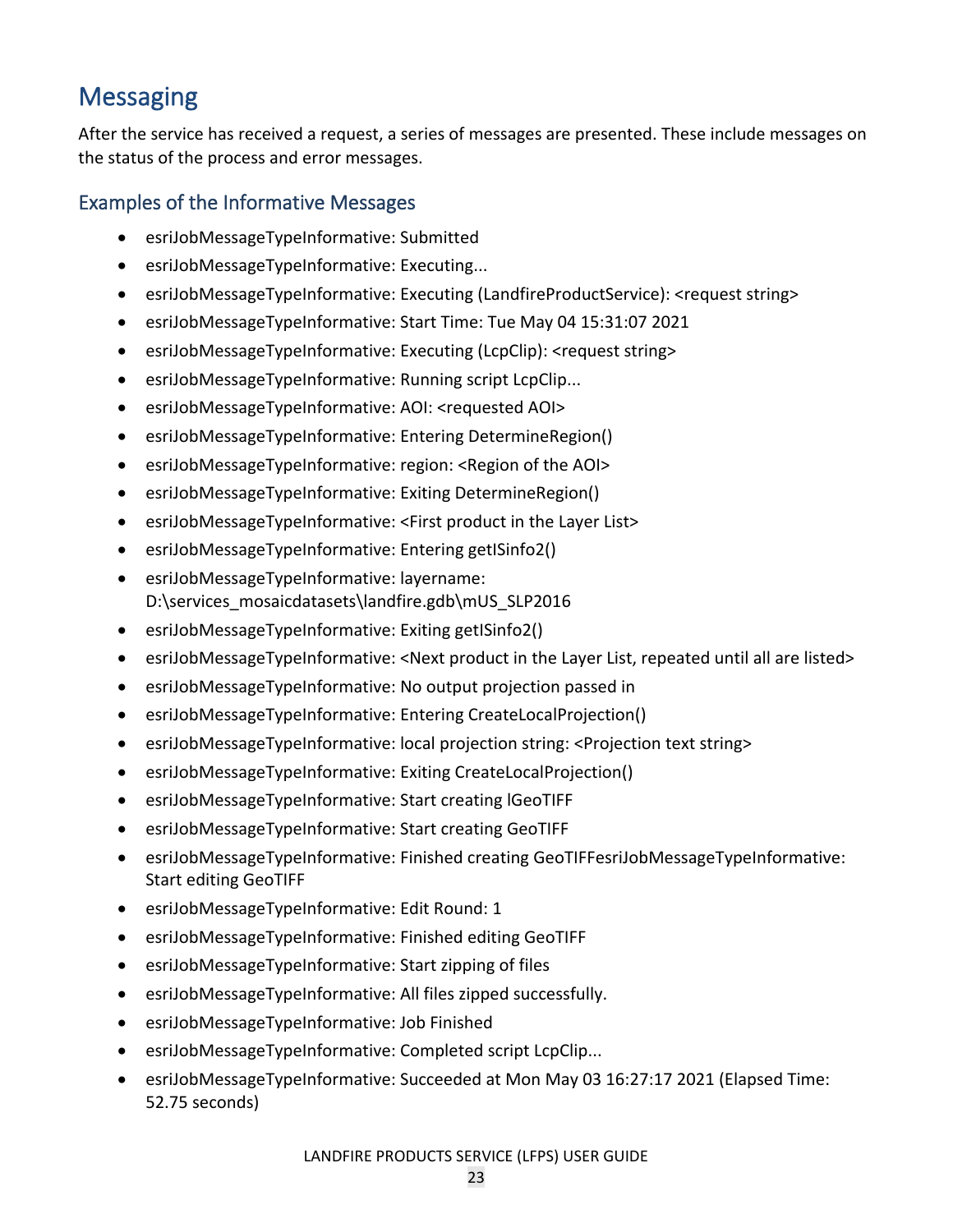# Messaging

After the service has received a request, a series of messages are presented. These include messages on the status of the process and error messages.

## Examples of the Informative Messages

- esriJobMessageTypeInformative: Submitted
- esriJobMessageTypeInformative: Executing...
- esriJobMessageTypeInformative: Executing (LandfireProductService): <request string>
- esriJobMessageTypeInformative: Start Time: Tue May 04 15:31:07 2021
- esriJobMessageTypeInformative: Executing (LcpClip): <request string>
- esriJobMessageTypeInformative: Running script LcpClip...
- esriJobMessageTypeInformative: AOI: <requested AOI>
- esriJobMessageTypeInformative: Entering DetermineRegion()
- esriJobMessageTypeInformative: region: <Region of the AOI>
- esriJobMessageTypeInformative: Exiting DetermineRegion()
- esriJobMessageTypeInformative: <First product in the Layer List>
- esriJobMessageTypeInformative: Entering getISinfo2()
- esriJobMessageTypeInformative: layername: D:\services_mosaicdatasets\landfire.gdb\mUS_SLP2016
- esriJobMessageTypeInformative: Exiting getISinfo2()
- esriJobMessageTypeInformative: <Next product in the Layer List, repeated until all are listed>
- esriJobMessageTypeInformative: No output projection passed in
- esriJobMessageTypeInformative: Entering CreateLocalProjection()
- esriJobMessageTypeInformative: local projection string: <Projection text string>
- esriJobMessageTypeInformative: Exiting CreateLocalProjection()
- esriJobMessageTypeInformative: Start creating lGeoTIFF
- esriJobMessageTypeInformative: Start creating GeoTIFF
- esriJobMessageTypeInformative: Finished creating GeoTIFFesriJobMessageTypeInformative: Start editing GeoTIFF
- esriJobMessageTypeInformative: Edit Round: 1
- esriJobMessageTypeInformative: Finished editing GeoTIFF
- esriJobMessageTypeInformative: Start zipping of files
- esriJobMessageTypeInformative: All files zipped successfully.
- esriJobMessageTypeInformative: Job Finished
- esriJobMessageTypeInformative: Completed script LcpClip...
- esriJobMessageTypeInformative: Succeeded at Mon May 03 16:27:17 2021 (Elapsed Time: 52.75 seconds)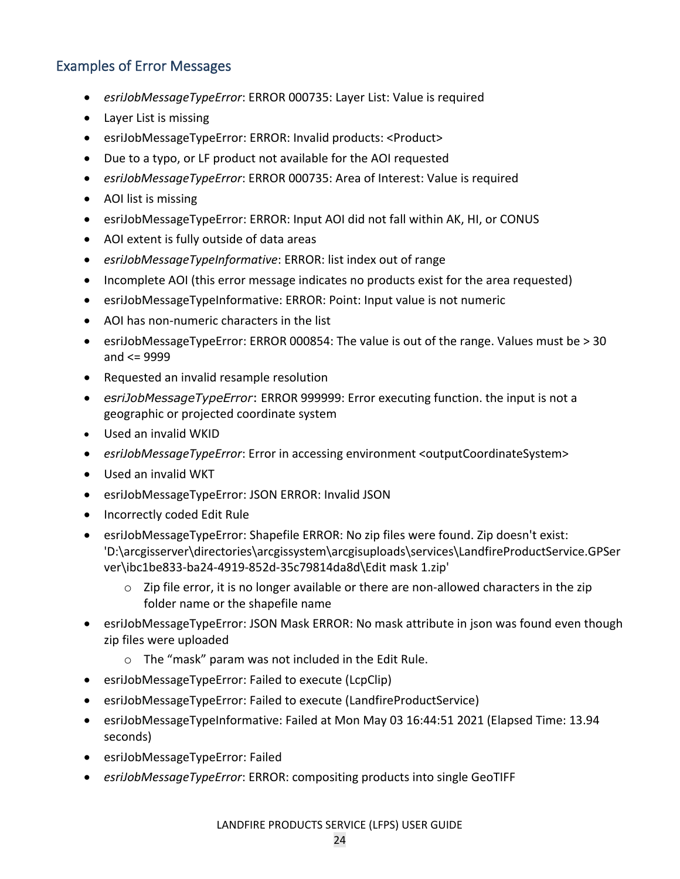## Examples of Error Messages

- *esriJobMessageTypeError*: ERROR 000735: Layer List: Value is required
- Layer List is missing
- esriJobMessageTypeError: ERROR: Invalid products: <Product>
- Due to a typo, or LF product not available for the AOI requested
- *esriJobMessageTypeError*: ERROR 000735: Area of Interest: Value is required
- AOI list is missing
- esriJobMessageTypeError: ERROR: Input AOI did not fall within AK, HI, or CONUS
- AOI extent is fully outside of data areas
- *esriJobMessageTypeInformative*: ERROR: list index out of range
- Incomplete AOI (this error message indicates no products exist for the area requested)
- esriJobMessageTypeInformative: ERROR: Point: Input value is not numeric
- AOI has non-numeric characters in the list
- esriJobMessageTypeError: ERROR 000854: The value is out of the range. Values must be > 30 and <= 9999
- Requested an invalid resample resolution
- *esriJobMessageTypeError*: ERROR 999999: Error executing function. the input is not a geographic or projected coordinate system
- Used an invalid WKID
- *esriJobMessageTypeError*: Error in accessing environment <outputCoordinateSystem>
- Used an invalid WKT
- esriJobMessageTypeError: JSON ERROR: Invalid JSON
- Incorrectly coded Edit Rule
- esriJobMessageTypeError: Shapefile ERROR: No zip files were found. Zip doesn't exist: 'D:\arcgisserver\directories\arcgissystem\arcgisuploads\services\LandfireProductService.GPServer\ibc1be833-ba24-4919-852d-35c79814da8d\Edit mask 1.zip'
  - Zip file error, it is no longer available or there are non-allowed characters in the zip folder name or the shapefile name
- esriJobMessageTypeError: JSON Mask ERROR: No mask attribute in json was found even though zip files were uploaded
  - The "mask" param was not included in the Edit Rule.
- esriJobMessageTypeError: Failed to execute (LcpClip)
- esriJobMessageTypeError: Failed to execute (LandfireProductService)
- esriJobMessageTypeInformative: Failed at Mon May 03 16:44:51 2021 (Elapsed Time: 13.94 seconds)
- esriJobMessageTypeError: Failed
- *esriJobMessageTypeError*: ERROR: compositing products into single GeoTIFF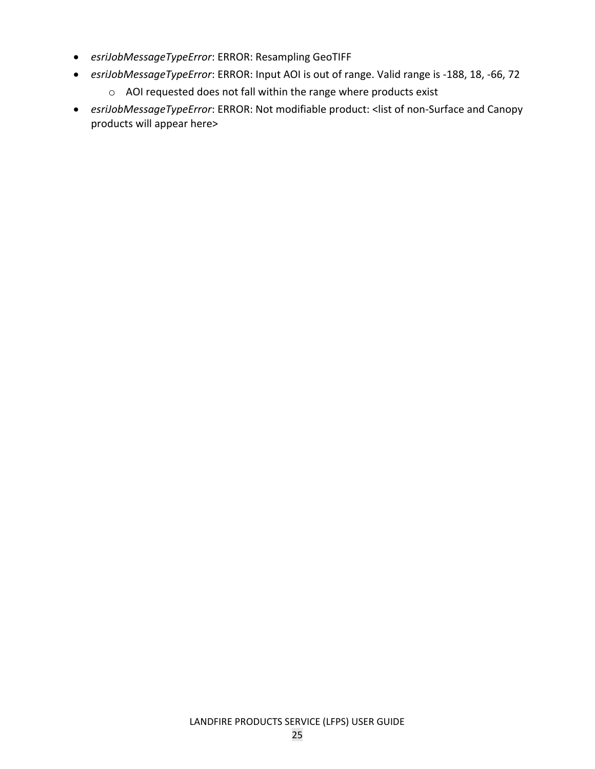- *esriJobMessageTypeError*: ERROR: Resampling GeoTIFF
- *esriJobMessageTypeError*: ERROR: Input AOI is out of range. Valid range is -188, 18, -66, 72
    - AOI requested does not fall within the range where products exist
- *esriJobMessageTypeError*: ERROR: Not modifiable product: <list of non-Surface and Canopy products will appear here>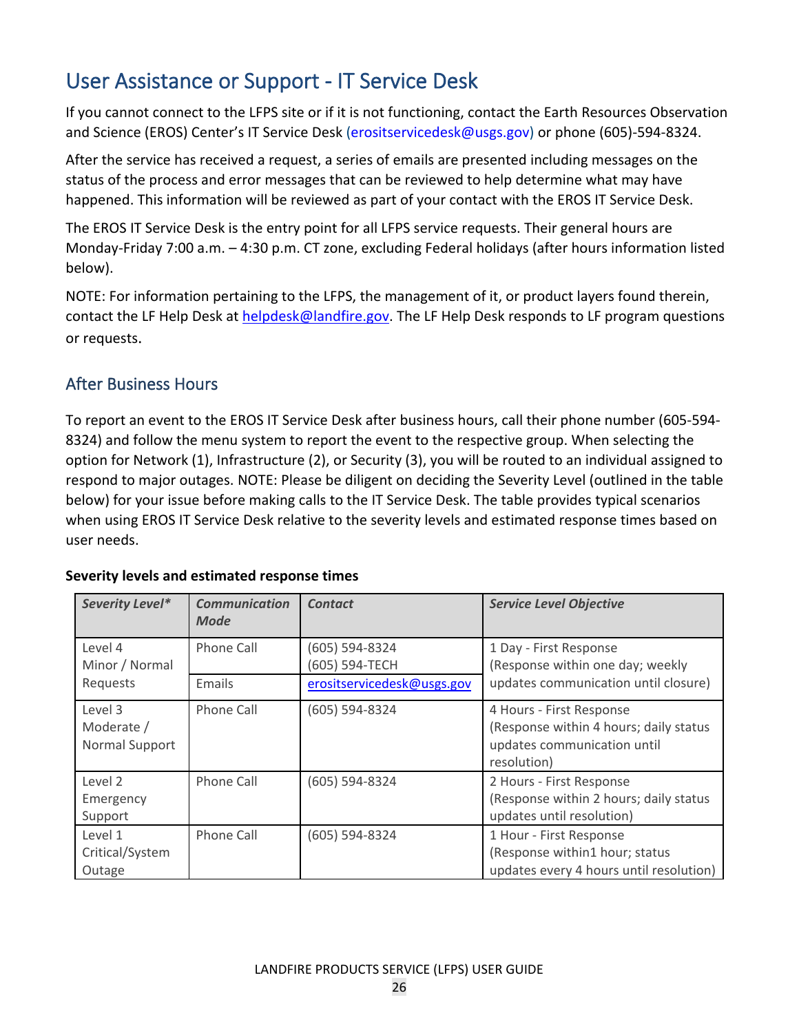## User Assistance or Support - IT Service Desk

If you cannot connect to the LFPS site or if it is not functioning, contact the Earth Resources Observation and Science (EROS) Center's IT Service Desk (erositservicedesk@usgs.gov) or phone (605)-594-8324.

After the service has received a request, a series of emails are presented including messages on the status of the process and error messages that can be reviewed to help determine what may have happened. This information will be reviewed as part of your contact with the EROS IT Service Desk.

The EROS IT Service Desk is the entry point for all LFPS service requests. Their general hours are Monday-Friday 7:00 a.m. – 4:30 p.m. CT zone, excluding Federal holidays (after hours information listed below).

NOTE: For information pertaining to the LFPS, the management of it, or product layers found therein, contact the LF Help Desk at helpdesk@landfire.gov. The LF Help Desk responds to LF program questions or requests.

### After Business Hours

To report an event to the EROS IT Service Desk after business hours, call their phone number (605-594-8324) and follow the menu system to report the event to the respective group. When selecting the option for Network (1), Infrastructure (2), or Security (3), you will be routed to an individual assigned to respond to major outages. NOTE: Please be diligent on deciding the Severity Level (outlined in the table below) for your issue before making calls to the IT Service Desk. The table provides typical scenarios when using EROS IT Service Desk relative to the severity levels and estimated response times based on user needs.

**Severity levels and estimated response times**

| *Severity Level** | *Communication Mode* | *Contact* | *Service Level Objective* |
|---|---|---|---|
| Level 4 Minor / Normal Requests | Phone Call | (605) 594-8324<br>(605) 594-TECH | 1 Day - First Response (Response within one day; weekly updates communication until closure) |
| | Emails | erositservicedesk@usgs.gov | |
| Level 3 Moderate / Normal Support | Phone Call | (605) 594-8324 | 4 Hours - First Response (Response within 4 hours; daily status updates communication until resolution) |
| Level 2 Emergency Support | Phone Call | (605) 594-8324 | 2 Hours - First Response (Response within 2 hours; daily status updates until resolution) |
| Level 1 Critical/System Outage | Phone Call | (605) 594-8324 | 1 Hour - First Response (Response within1 hour; status updates every 4 hours until resolution) |